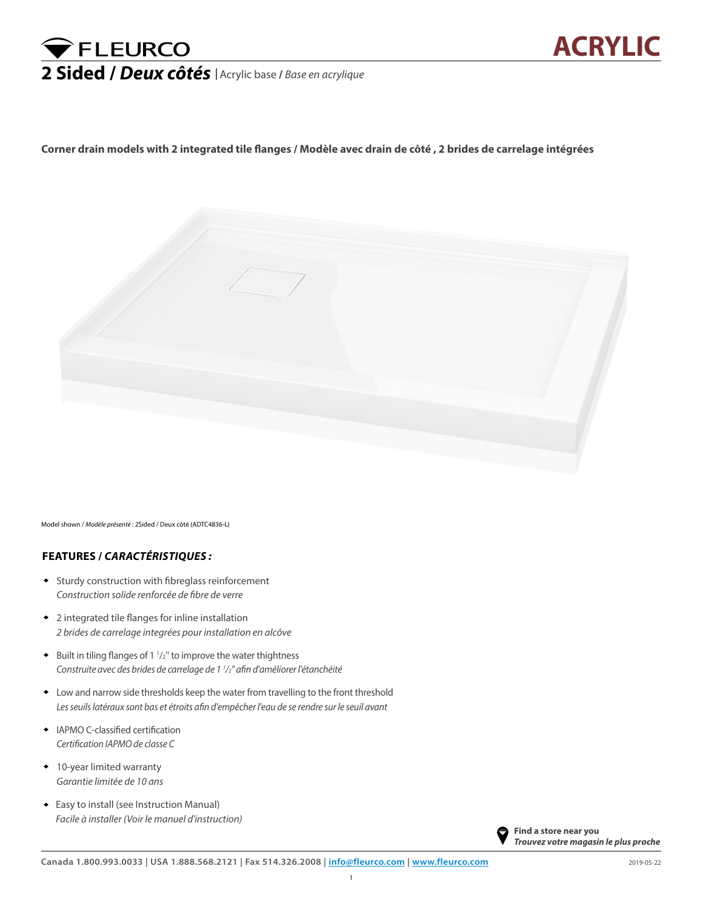# FLEURCO

**ACRYLIC**

## 2 Sided / *Deux côtés* | Acrylic base / *Base en acrylique*

**Corner drain models with 2 integrated tile flanges / Modèle avec drain de côté , 2 brides de carrelage intégrées**

Model shown / *Modèle présenté* : 2Sided / Deux côté (ADTC4836-L)

### FEATURES / *CARACTÉRISTIQUES :*

- Sturdy construction with fibreglass reinforcement
  *Construction solide renforcée de fibre de verre*
- 2 integrated tile flanges for inline installation
  *2 brides de carrelage integrées pour installation en alcôve*
- Built in tiling flanges of 1 1/2" to improve the water thightness
  *Construite avec des brides de carrelage de 1 1/2" afin d'améliorer l'étanchéité*
- Low and narrow side thresholds keep the water from travelling to the front threshold
  *Les seuils latéraux sont bas et étroits afin d'empêcher l'eau de se rendre sur le seuil avant*
- IAPMO C-classified certification
  *Certification IAPMO de classe C*
- 10-year limited warranty
  *Garantie limitée de 10 ans*
- Easy to install (see Instruction Manual)
  *Facile à installer (Voir le manuel d'instruction)*

**Find a store near you**
***Trouvez votre magasin le plus proche***

**Canada 1.800.993.0033 | USA 1.888.568.2121 | Fax 514.326.2008 | info@fleurco.com | www.fleurco.com**

2019-05-22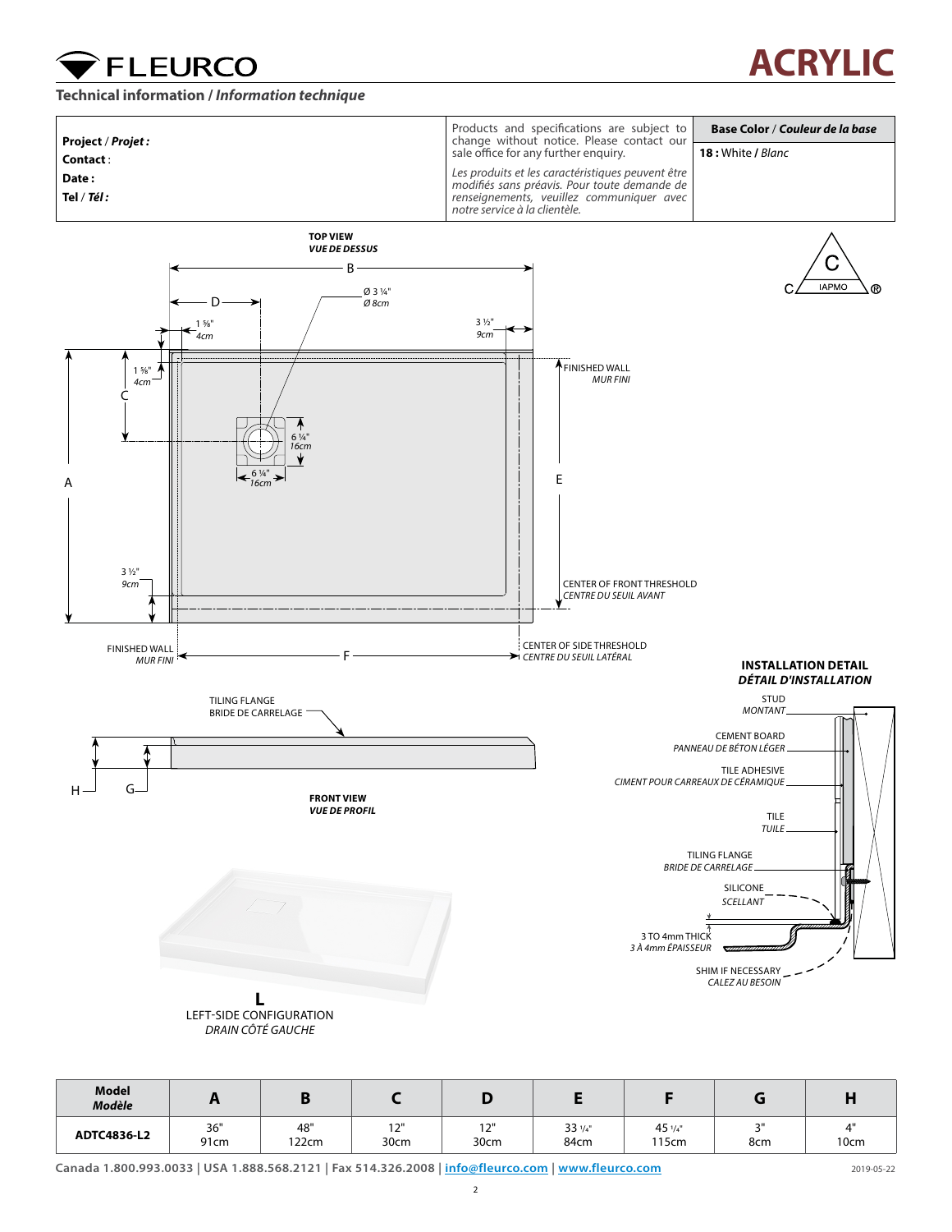# FLEURCO

# ACRYLIC

## Technical information / *Information technique*

| Project / *Projet :*<br>Contact :<br>Date :<br>Tel / *Tél :* | Products and specifications are subject to change without notice. Please contact our sale office for any further enquiry.<br>*Les produits et les caractéristiques peuvent être modifiés sans préavis. Pour toute demande de renseignements, veuillez communiquer avec notre service à la clientèle.* | **Base Color** / ***Couleur de la base***<br>**18 :** White / *Blanc* |
|---|---|---|

**TOP VIEW**
***VUE DE DESSUS***

B
D
Ø 3 ¼"
*Ø 8cm*
1 ⅝"
*4cm*
3 ½"
*9cm*
1 ⅝"
*4cm*
C
6 ¼"
*16cm*
6 ¼"
*16cm*
A
E
FINISHED WALL
*MUR FINI*
3 ½"
*9cm*
CENTER OF FRONT THRESHOLD
*CENTRE DU SEUIL AVANT*
FINISHED WALL
*MUR FINI*
F
CENTER OF SIDE THRESHOLD
*CENTRE DU SEUIL LATÉRAL*

TILING FLANGE
BRIDE DE CARRELAGE
H
G

**FRONT VIEW**
***VUE DE PROFIL***

**L**
LEFT-SIDE CONFIGURATION
*DRAIN CÔTÉ GAUCHE*

**INSTALLATION DETAIL**
***DÉTAIL D'INSTALLATION***

STUD
*MONTANT*
CEMENT BOARD
*PANNEAU DE BÉTON LÉGER*
TILE ADHESIVE
*CIMENT POUR CARREAUX DE CÉRAMIQUE*
TILE
*TUILE*
TILING FLANGE
*BRIDE DE CARRELAGE*
SILICONE
*SCELLANT*
3 TO 4mm THICK
*3 À 4mm ÉPAISSEUR*
SHIM IF NECESSARY
*CALEZ AU BESOIN*

| Model<br>*Modèle* | A | B | C | D | E | F | G | H |
|---|---|---|---|---|---|---|---|---|
| **ADTC4836-L2** | 36"<br>91cm | 48"<br>122cm | 12"<br>30cm | 12"<br>30cm | 33 ¼"<br>84cm | 45 ¼"<br>115cm | 3"<br>8cm | 4"<br>10cm |

Canada 1.800.993.0033 | USA 1.888.568.2121 | Fax 514.326.2008 | info@fleurco.com | www.fleurco.com

2019-05-22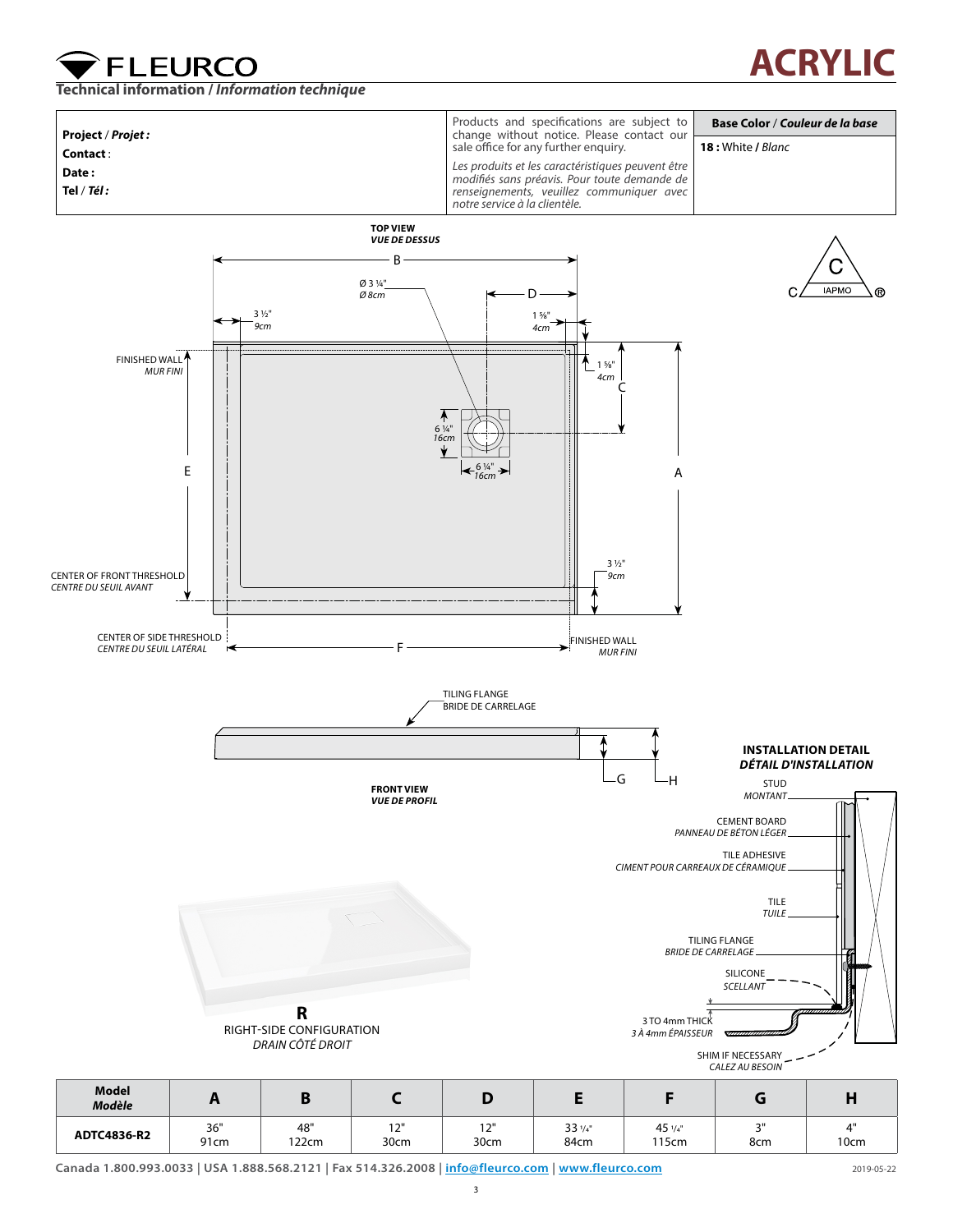# FLEURCO

**ACRYLIC**

**Technical information** / ***Information technique***

| | | |
|---|---|---|
| **Project** / ***Projet :*** <br> **Contact** : <br> **Date :** <br> **Tel** / ***Tél :*** | Products and specifications are subject to change without notice. Please contact our sale office for any further enquiry. <br> *Les produits et les caractéristiques peuvent être modifiés sans préavis. Pour toute demande de renseignements, veuillez communiquer avec notre service à la clientèle.* | **Base Color** / ***Couleur de la base*** <br> **18 :** White / *Blanc* |

**TOP VIEW**
***VUE DE DESSUS***

B
Ø 3 ¼"
*Ø 8cm*
D
3 ½"
*9cm*
1 ⅝"
*4cm*
FINISHED WALL
*MUR FINI*
1 ⅝"
*4cm*
C
6 ¼"
*16cm*
6 ¼"
*16cm*
E
A
3 ½"
*9cm*
CENTER OF FRONT THRESHOLD
*CENTRE DU SEUIL AVANT*
CENTER OF SIDE THRESHOLD
*CENTRE DU SEUIL LATÉRAL*
F
FINISHED WALL
*MUR FINI*

TILING FLANGE
BRIDE DE CARRELAGE
G
H

**FRONT VIEW**
***VUE DE PROFIL***

**R**
RIGHT-SIDE CONFIGURATION
*DRAIN CÔTÉ DROIT*

**INSTALLATION DETAIL**
***DÉTAIL D'INSTALLATION***

STUD
*MONTANT*
CEMENT BOARD
*PANNEAU DE BÉTON LÉGER*
TILE ADHESIVE
*CIMENT POUR CARREAUX DE CÉRAMIQUE*
TILE
*TUILE*
TILING FLANGE
*BRIDE DE CARRELAGE*
SILICONE
*SCELLANT*
3 TO 4mm THICK
*3 À 4mm ÉPAISSEUR*
SHIM IF NECESSARY
*CALEZ AU BESOIN*

| **Model** ***Modèle*** | **A** | **B** | **C** | **D** | **E** | **F** | **G** | **H** |
|---|---|---|---|---|---|---|---|---|
| **ADTC4836-R2** | 36" 91cm | 48" 122cm | 12" 30cm | 12" 30cm | 33 ¼" 84cm | 45 ¼" 115cm | 3" 8cm | 4" 10cm |

Canada 1.800.993.0033 | USA 1.888.568.2121 | Fax 514.326.2008 | info@fleurco.com | www.fleurco.com

2019-05-22